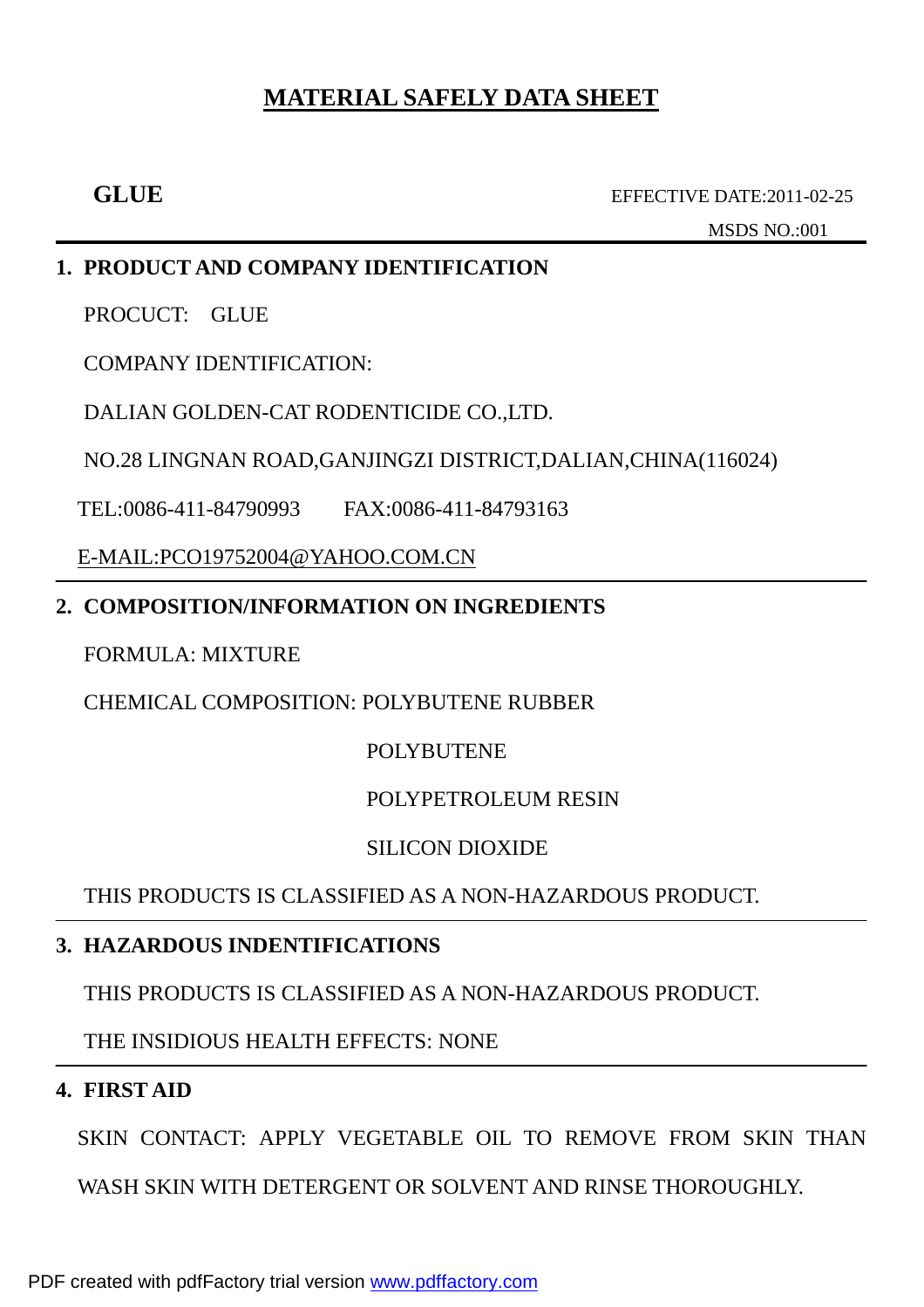# MATERIAL SAFELY DATA SHEET

**GLUE** EFFECTIVE DATE:2011-02-25

MSDS NO.:001

## 1. PRODUCT AND COMPANY IDENTIFICATION

PROCUCT: GLUE

COMPANY IDENTIFICATION:

DALIAN GOLDEN-CAT RODENTICIDE CO.,LTD.

NO.28 LINGNAN ROAD,GANJINGZI DISTRICT,DALIAN,CHINA(116024)

TEL:0086-411-84790993 FAX:0086-411-84793163

E-MAIL:PCO19752004@YAHOO.COM.CN

## 2. COMPOSITION/INFORMATION ON INGREDIENTS

FORMULA: MIXTURE

CHEMICAL COMPOSITION: POLYBUTENE RUBBER

POLYBUTENE

POLYPETROLEUM RESIN

SILICON DIOXIDE

THIS PRODUCTS IS CLASSIFIED AS A NON-HAZARDOUS PRODUCT.

## 3. HAZARDOUS INDENTIFICATIONS

THIS PRODUCTS IS CLASSIFIED AS A NON-HAZARDOUS PRODUCT.

THE INSIDIOUS HEALTH EFFECTS: NONE

## 4. FIRST AID

SKIN CONTACT: APPLY VEGETABLE OIL TO REMOVE FROM SKIN THAN WASH SKIN WITH DETERGENT OR SOLVENT AND RINSE THOROUGHLY.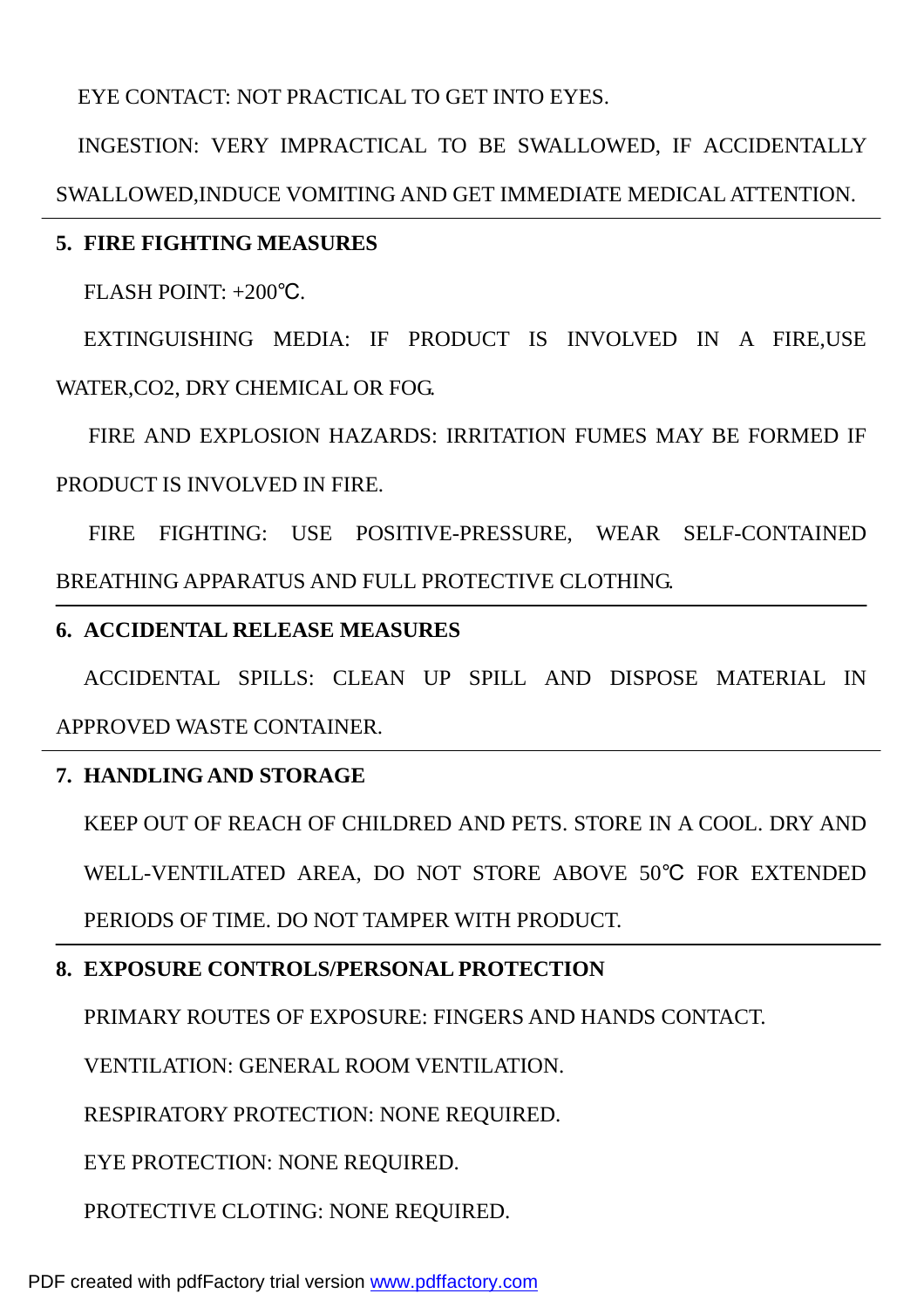EYE CONTACT: NOT PRACTICAL TO GET INTO EYES.

INGESTION: VERY IMPRACTICAL TO BE SWALLOWED, IF ACCIDENTALLY SWALLOWED,INDUCE VOMITING AND GET IMMEDIATE MEDICAL ATTENTION.

## 5. FIRE FIGHTING MEASURES

FLASH POINT: +200℃.

EXTINGUISHING MEDIA: IF PRODUCT IS INVOLVED IN A FIRE,USE WATER,CO2, DRY CHEMICAL OR FOG.

FIRE AND EXPLOSION HAZARDS: IRRITATION FUMES MAY BE FORMED IF PRODUCT IS INVOLVED IN FIRE.

FIRE FIGHTING: USE POSITIVE-PRESSURE, WEAR SELF-CONTAINED BREATHING APPARATUS AND FULL PROTECTIVE CLOTHING.

## 6. ACCIDENTAL RELEASE MEASURES

ACCIDENTAL SPILLS: CLEAN UP SPILL AND DISPOSE MATERIAL IN APPROVED WASTE CONTAINER.

## 7. HANDLING AND STORAGE

KEEP OUT OF REACH OF CHILDRED AND PETS. STORE IN A COOL. DRY AND WELL-VENTILATED AREA, DO NOT STORE ABOVE 50℃ FOR EXTENDED PERIODS OF TIME. DO NOT TAMPER WITH PRODUCT.

## 8. EXPOSURE CONTROLS/PERSONAL PROTECTION

PRIMARY ROUTES OF EXPOSURE: FINGERS AND HANDS CONTACT.

VENTILATION: GENERAL ROOM VENTILATION.

RESPIRATORY PROTECTION: NONE REQUIRED.

EYE PROTECTION: NONE REQUIRED.

PROTECTIVE CLOTING: NONE REQUIRED.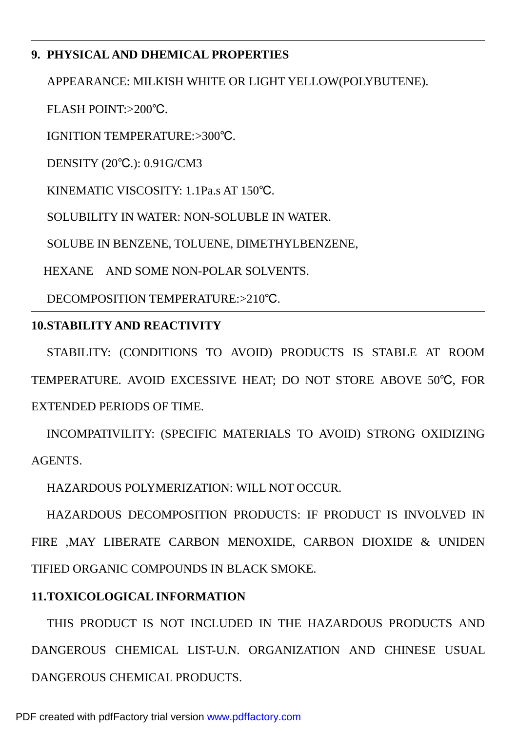## 9. PHYSICAL AND DHEMICAL PROPERTIES

APPEARANCE: MILKISH WHITE OR LIGHT YELLOW(POLYBUTENE).

FLASH POINT:>200℃.

IGNITION TEMPERATURE:>300℃.

DENSITY (20℃.): 0.91G/CM3

KINEMATIC VISCOSITY: 1.1Pa.s AT 150℃.

SOLUBILITY IN WATER: NON-SOLUBLE IN WATER.

SOLUBE IN BENZENE, TOLUENE, DIMETHYLBENZENE,

HEXANE AND SOME NON-POLAR SOLVENTS.

DECOMPOSITION TEMPERATURE:>210℃.

## 10.STABILITY AND REACTIVITY

STABILITY: (CONDITIONS TO AVOID) PRODUCTS IS STABLE AT ROOM TEMPERATURE. AVOID EXCESSIVE HEAT; DO NOT STORE ABOVE 50℃, FOR EXTENDED PERIODS OF TIME.

INCOMPATIVILITY: (SPECIFIC MATERIALS TO AVOID) STRONG OXIDIZING AGENTS.

HAZARDOUS POLYMERIZATION: WILL NOT OCCUR.

HAZARDOUS DECOMPOSITION PRODUCTS: IF PRODUCT IS INVOLVED IN FIRE ,MAY LIBERATE CARBON MENOXIDE, CARBON DIOXIDE & UNIDEN TIFIED ORGANIC COMPOUNDS IN BLACK SMOKE.

## 11.TOXICOLOGICAL INFORMATION

THIS PRODUCT IS NOT INCLUDED IN THE HAZARDOUS PRODUCTS AND DANGEROUS CHEMICAL LIST-U.N. ORGANIZATION AND CHINESE USUAL DANGEROUS CHEMICAL PRODUCTS.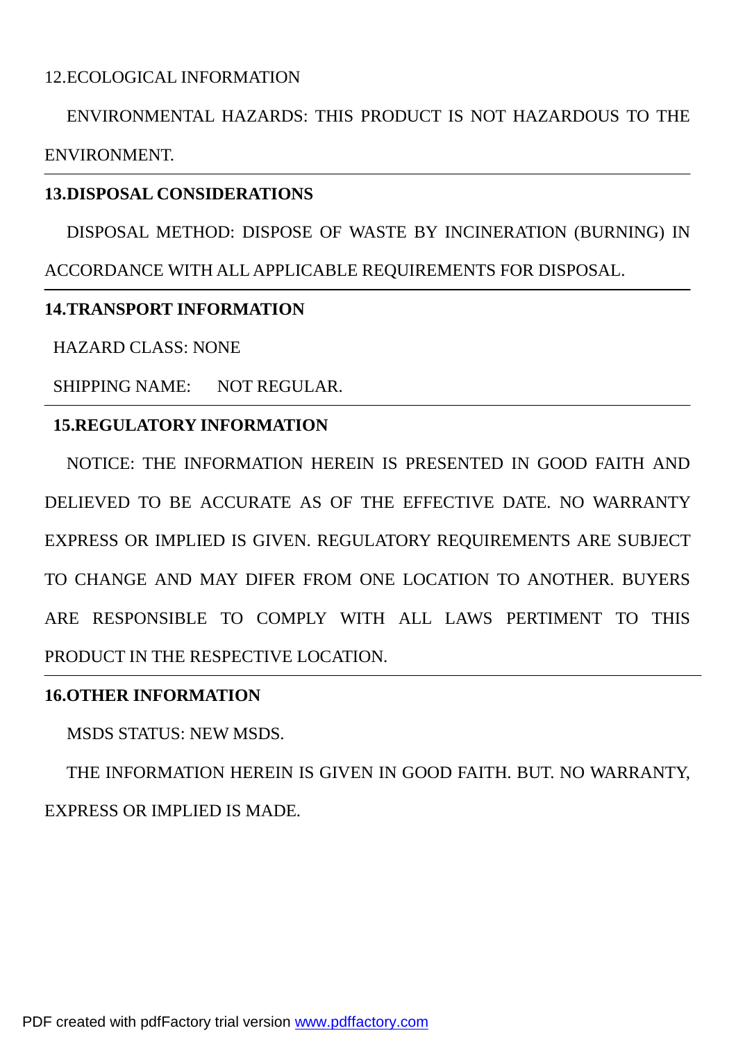12.ECOLOGICAL INFORMATION

ENVIRONMENTAL HAZARDS: THIS PRODUCT IS NOT HAZARDOUS TO THE ENVIRONMENT.

---

**13.DISPOSAL CONSIDERATIONS**

DISPOSAL METHOD: DISPOSE OF WASTE BY INCINERATION (BURNING) IN ACCORDANCE WITH ALL APPLICABLE REQUIREMENTS FOR DISPOSAL.

---

**14.TRANSPORT INFORMATION**

HAZARD CLASS: NONE

SHIPPING NAME: NOT REGULAR.

---

**15.REGULATORY INFORMATION**

NOTICE: THE INFORMATION HEREIN IS PRESENTED IN GOOD FAITH AND DELIEVED TO BE ACCURATE AS OF THE EFFECTIVE DATE. NO WARRANTY EXPRESS OR IMPLIED IS GIVEN. REGULATORY REQUIREMENTS ARE SUBJECT TO CHANGE AND MAY DIFER FROM ONE LOCATION TO ANOTHER. BUYERS ARE RESPONSIBLE TO COMPLY WITH ALL LAWS PERTIMENT TO THIS PRODUCT IN THE RESPECTIVE LOCATION.

---

**16.OTHER INFORMATION**

MSDS STATUS: NEW MSDS.

THE INFORMATION HEREIN IS GIVEN IN GOOD FAITH. BUT. NO WARRANTY, EXPRESS OR IMPLIED IS MADE.

PDF created with pdfFactory trial version www.pdffactory.com